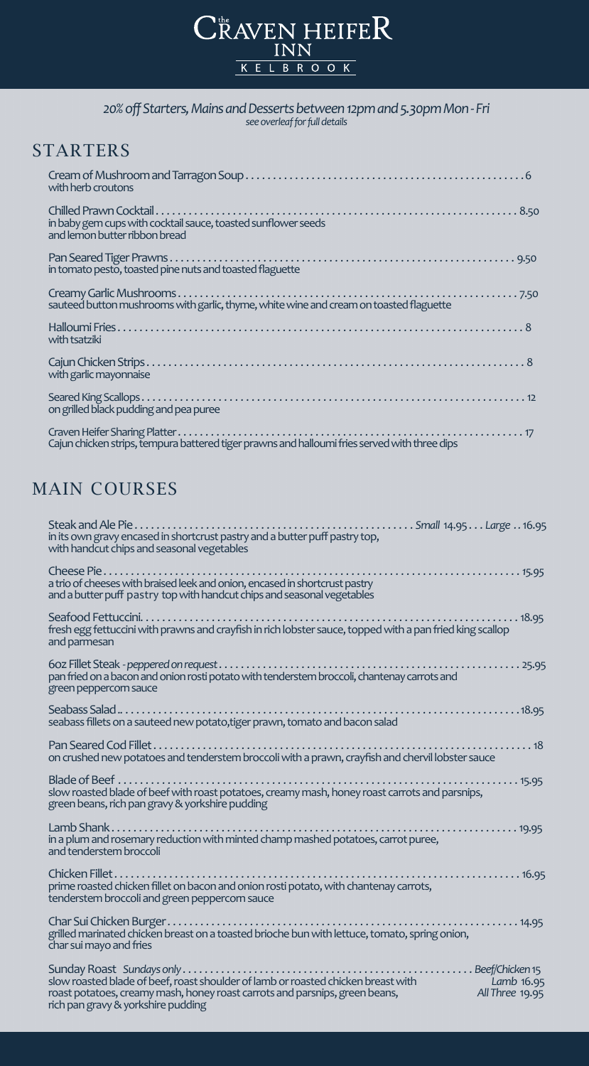# The CRAVEN HEIFER INN
KELBROOK

*20% off Starters, Mains and Desserts between 12pm and 5.30pm Mon - Fri*
*see overleaf for full details*

## STARTERS

Cream of Mushroom and Tarragon Soup . . . . . . . . . . 6
with herb croutons

Chilled Prawn Cocktail . . . . . . . . . . 8.50
in baby gem cups with cocktail sauce, toasted sunflower seeds and lemon butter ribbon bread

Pan Seared Tiger Prawns . . . . . . . . . . 9.50
in tomato pesto, toasted pine nuts and toasted flaguette

Creamy Garlic Mushrooms . . . . . . . . . . 7.50
sauteed button mushrooms with garlic, thyme, white wine and cream on toasted flaguette

Halloumi Fries . . . . . . . . . . 8
with tsatziki

Cajun Chicken Strips . . . . . . . . . . 8
with garlic mayonnaise

Seared King Scallops . . . . . . . . . . 12
on grilled black pudding and pea puree

Craven Heifer Sharing Platter . . . . . . . . . . 17
Cajun chicken strips, tempura battered tiger prawns and halloumi fries served with three dips

## MAIN COURSES

Steak and Ale Pie . . . . . . . . . . *Small* 14.95 . . . *Large* . . 16.95
in its own gravy encased in shortcrust pastry and a butter puff pastry top, with handcut chips and seasonal vegetables

Cheese Pie . . . . . . . . . . 15.95
a trio of cheeses with braised leek and onion, encased in shortcrust pastry and a butter puff pastry top with handcut chips and seasonal vegetables

Seafood Fettuccini . . . . . . . . . . 18.95
fresh egg fettuccini with prawns and crayfish in rich lobster sauce, topped with a pan fried king scallop and parmesan

6oz Fillet Steak *- peppered on request* . . . . . . . . . . 25.95
pan fried on a bacon and onion rosti potato with tenderstem broccoli, chantenay carrots and green peppercorn sauce

Seabass Salad . . . . . . . . . . 18.95
seabass fillets on a sauteed new potato, tiger prawn, tomato and bacon salad

Pan Seared Cod Fillet . . . . . . . . . . 18
on crushed new potatoes and tenderstem broccoli with a prawn, crayfish and chervil lobster sauce

Blade of Beef . . . . . . . . . . 15.95
slow roasted blade of beef with roast potatoes, creamy mash, honey roast carrots and parsnips, green beans, rich pan gravy & yorkshire pudding

Lamb Shank . . . . . . . . . . 19.95
in a plum and rosemary reduction with minted champ mashed potatoes, carrot puree, and tenderstem broccoli

Chicken Fillet . . . . . . . . . . 16.95
prime roasted chicken fillet on bacon and onion rosti potato, with chantenay carrots, tenderstem broccoli and green peppercorn sauce

Char Sui Chicken Burger . . . . . . . . . . 14.95
grilled marinated chicken breast on a toasted brioche bun with lettuce, tomato, spring onion, char sui mayo and fries

Sunday Roast *Sundays only* . . . . . . . . . . *Beef/Chicken* 15
slow roasted blade of beef, roast shoulder of lamb or roasted chicken breast with roast potatoes, creamy mash, honey roast carrots and parsnips, green beans, rich pan gravy & yorkshire pudding
*Lamb* 16.95
*All Three* 19.95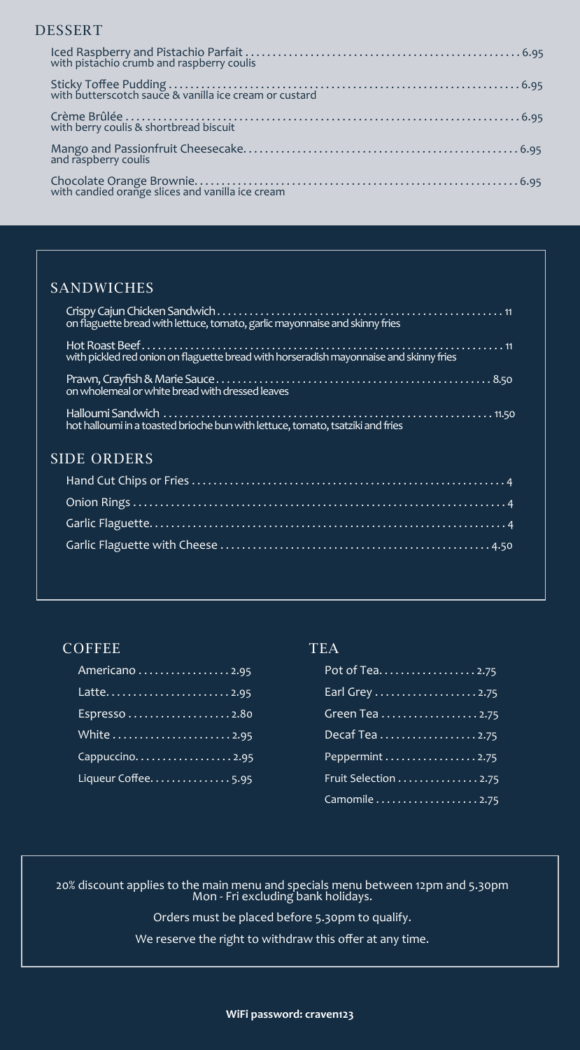## DESSERT

Iced Raspberry and Pistachio Parfait .................................................... 6.95
with pistachio crumb and raspberry coulis

Sticky Toffee Pudding .................................................................. 6.95
with butterscotch sauce & vanilla ice cream or custard

Crème Brûlée ............................................................................ 6.95
with berry coulis & shortbread biscuit

Mango and Passionfruit Cheesecake.................................................. 6.95
and raspberry coulis

Chocolate Orange Brownie.............................................................. 6.95
with candied orange slices and vanilla ice cream

## SANDWICHES

Crispy Cajun Chicken Sandwich ..................................................... 11
on flaguette bread with lettuce, tomato, garlic mayonnaise and skinny fries

Hot Roast Beef .................................................................... 11
with pickled red onion on flaguette bread with horseradish mayonnaise and skinny fries

Prawn, Crayfish & Marie Sauce .................................................... 8.50
on wholemeal or white bread with dressed leaves

Halloumi Sandwich ............................................................... 11.50
hot halloumi in a toasted brioche bun with lettuce, tomato, tsatziki and fries

## SIDE ORDERS

Hand Cut Chips or Fries ........................................................... 4

Onion Rings .................................................................... 4

Garlic Flaguette.................................................................. 4

Garlic Flaguette with Cheese .................................................... 4.50

## COFFEE

Americano ................. 2.95

Latte....................... 2.95

Espresso .................. 2.80

White ...................... 2.95

Cappuccino................. 2.95

Liqueur Coffee.............. 5.95

## TEA

Pot of Tea.................. 2.75

Earl Grey .................. 2.75

Green Tea .................. 2.75

Decaf Tea .................. 2.75

Peppermint ................. 2.75

Fruit Selection ............... 2.75

Camomile ................... 2.75

20% discount applies to the main menu and specials menu between 12pm and 5.30pm Mon - Fri excluding bank holidays.

Orders must be placed before 5.30pm to qualify.

We reserve the right to withdraw this offer at any time.

**WiFi password: craven123**